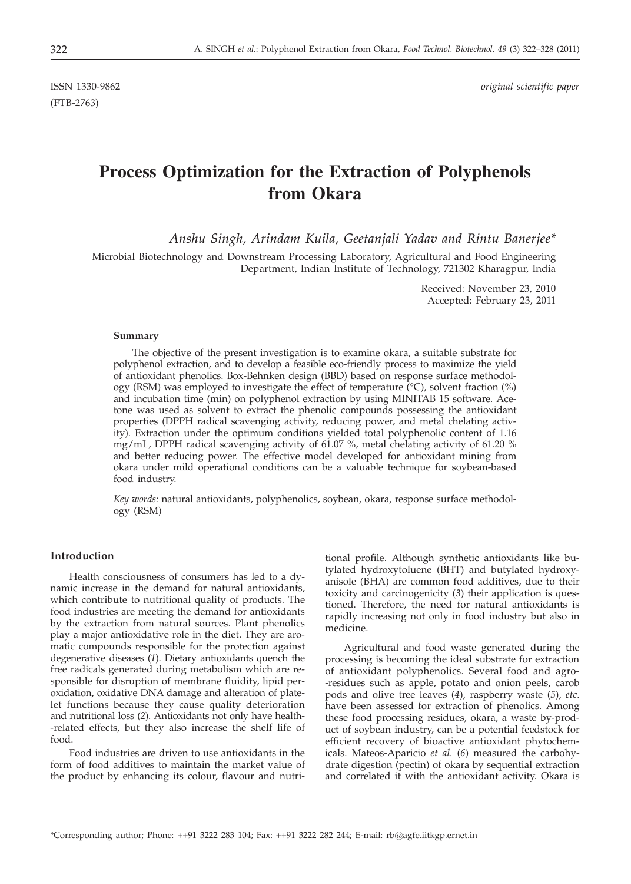ISSN 1330-9862 *original scientific paper*
(FTB-2763)

# Process Optimization for the Extraction of Polyphenols from Okara

*Anshu Singh, Arindam Kuila, Geetanjali Yadav and Rintu Banerjee**

Microbial Biotechnology and Downstream Processing Laboratory, Agricultural and Food Engineering Department, Indian Institute of Technology, 721302 Kharagpur, India

Received: November 23, 2010
Accepted: February 23, 2011

### Summary

The objective of the present investigation is to examine okara, a suitable substrate for polyphenol extraction, and to develop a feasible eco-friendly process to maximize the yield of antioxidant phenolics. Box-Behnken design (BBD) based on response surface methodology (RSM) was employed to investigate the effect of temperature (°C), solvent fraction (%) and incubation time (min) on polyphenol extraction by using MINITAB 15 software. Acetone was used as solvent to extract the phenolic compounds possessing the antioxidant properties (DPPH radical scavenging activity, reducing power, and metal chelating activity). Extraction under the optimum conditions yielded total polyphenolic content of 1.16 mg/mL, DPPH radical scavenging activity of 61.07 %, metal chelating activity of 61.20 % and better reducing power. The effective model developed for antioxidant mining from okara under mild operational conditions can be a valuable technique for soybean-based food industry.

*Key words:* natural antioxidants, polyphenolics, soybean, okara, response surface methodology (RSM)

### Introduction

Health consciousness of consumers has led to a dynamic increase in the demand for natural antioxidants, which contribute to nutritional quality of products. The food industries are meeting the demand for antioxidants by the extraction from natural sources. Plant phenolics play a major antioxidative role in the diet. They are aromatic compounds responsible for the protection against degenerative diseases (*1*). Dietary antioxidants quench the free radicals generated during metabolism which are responsible for disruption of membrane fluidity, lipid peroxidation, oxidative DNA damage and alteration of platelet functions because they cause quality deterioration and nutritional loss (*2*). Antioxidants not only have health-related effects, but they also increase the shelf life of food.

Food industries are driven to use antioxidants in the form of food additives to maintain the market value of the product by enhancing its colour, flavour and nutritional profile. Although synthetic antioxidants like butylated hydroxytoluene (BHT) and butylated hydroxyanisole (BHA) are common food additives, due to their toxicity and carcinogenicity (*3*) their application is questioned. Therefore, the need for natural antioxidants is rapidly increasing not only in food industry but also in medicine.

Agricultural and food waste generated during the processing is becoming the ideal substrate for extraction of antioxidant polyphenolics. Several food and agro-residues such as apple, potato and onion peels, carob pods and olive tree leaves (*4*), raspberry waste (*5*), *etc.* have been assessed for extraction of phenolics. Among these food processing residues, okara, a waste by-product of soybean industry, can be a potential feedstock for efficient recovery of bioactive antioxidant phytochemicals. Mateos-Aparicio *et al.* (*6*) measured the carbohydrate digestion (pectin) of okara by sequential extraction and correlated it with the antioxidant activity. Okara is

*Corresponding author; Phone: ++91 3222 283 104; Fax: ++91 3222 282 244; E-mail: rb@agfe.iitkgp.ernet.in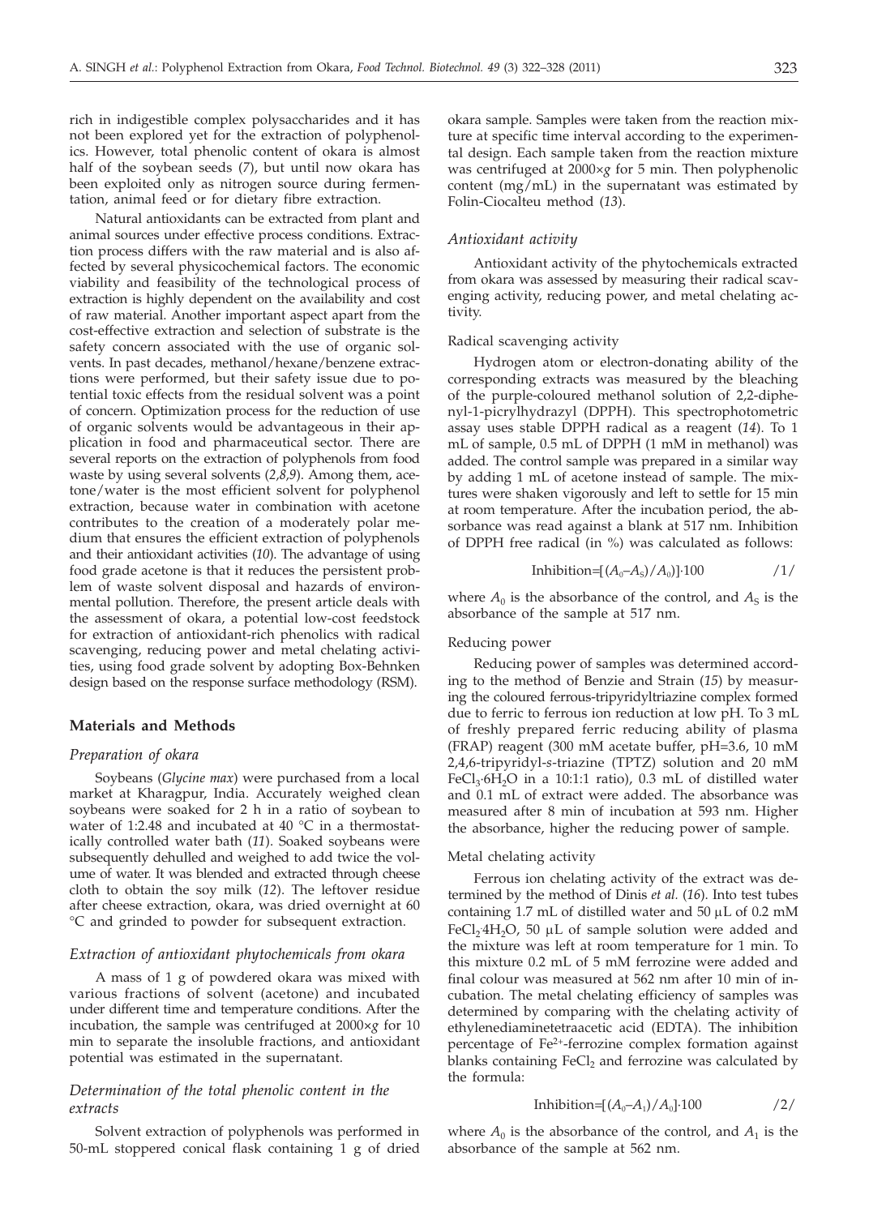rich in indigestible complex polysaccharides and it has not been explored yet for the extraction of polyphenolics. However, total phenolic content of okara is almost half of the soybean seeds (*7*), but until now okara has been exploited only as nitrogen source during fermentation, animal feed or for dietary fibre extraction.

Natural antioxidants can be extracted from plant and animal sources under effective process conditions. Extraction process differs with the raw material and is also affected by several physicochemical factors. The economic viability and feasibility of the technological process of extraction is highly dependent on the availability and cost of raw material. Another important aspect apart from the cost-effective extraction and selection of substrate is the safety concern associated with the use of organic solvents. In past decades, methanol/hexane/benzene extractions were performed, but their safety issue due to potential toxic effects from the residual solvent was a point of concern. Optimization process for the reduction of use of organic solvents would be advantageous in their application in food and pharmaceutical sector. There are several reports on the extraction of polyphenols from food waste by using several solvents (*2,8,9*). Among them, acetone/water is the most efficient solvent for polyphenol extraction, because water in combination with acetone contributes to the creation of a moderately polar medium that ensures the efficient extraction of polyphenols and their antioxidant activities (*10*). The advantage of using food grade acetone is that it reduces the persistent problem of waste solvent disposal and hazards of environmental pollution. Therefore, the present article deals with the assessment of okara, a potential low-cost feedstock for extraction of antioxidant-rich phenolics with radical scavenging, reducing power and metal chelating activities, using food grade solvent by adopting Box-Behnken design based on the response surface methodology (RSM).

## Materials and Methods

### *Preparation of okara*

Soybeans (*Glycine max*) were purchased from a local market at Kharagpur, India. Accurately weighed clean soybeans were soaked for 2 h in a ratio of soybean to water of 1:2.48 and incubated at 40 °C in a thermostatically controlled water bath (*11*). Soaked soybeans were subsequently dehulled and weighed to add twice the volume of water. It was blended and extracted through cheese cloth to obtain the soy milk (*12*). The leftover residue after cheese extraction, okara, was dried overnight at 60 °C and grinded to powder for subsequent extraction.

### *Extraction of antioxidant phytochemicals from okara*

A mass of 1 g of powdered okara was mixed with various fractions of solvent (acetone) and incubated under different time and temperature conditions. After the incubation, the sample was centrifuged at 2000×*g* for 10 min to separate the insoluble fractions, and antioxidant potential was estimated in the supernatant.

### *Determination of the total phenolic content in the extracts*

Solvent extraction of polyphenols was performed in 50-mL stoppered conical flask containing 1 g of dried okara sample. Samples were taken from the reaction mixture at specific time interval according to the experimental design. Each sample taken from the reaction mixture was centrifuged at 2000×*g* for 5 min. Then polyphenolic content (mg/mL) in the supernatant was estimated by Folin-Ciocalteu method (*13*).

### *Antioxidant activity*

Antioxidant activity of the phytochemicals extracted from okara was assessed by measuring their radical scavenging activity, reducing power, and metal chelating activity.

#### Radical scavenging activity

Hydrogen atom or electron-donating ability of the corresponding extracts was measured by the bleaching of the purple-coloured methanol solution of 2,2-diphenyl-1-picrylhydrazyl (DPPH). This spectrophotometric assay uses stable DPPH radical as a reagent (*14*). To 1 mL of sample, 0.5 mL of DPPH (1 mM in methanol) was added. The control sample was prepared in a similar way by adding 1 mL of acetone instead of sample. The mixtures were shaken vigorously and left to settle for 15 min at room temperature. After the incubation period, the absorbance was read against a blank at 517 nm. Inhibition of DPPH free radical (in %) was calculated as follows:

$$\text{Inhibition}=[(A_0-A_S)/A_0]\cdot 100 \qquad /1/$$

where $A_0$ is the absorbance of the control, and $A_S$ is the absorbance of the sample at 517 nm.

#### Reducing power

Reducing power of samples was determined according to the method of Benzie and Strain (*15*) by measuring the coloured ferrous-tripyridyltriazine complex formed due to ferric to ferrous ion reduction at low pH. To 3 mL of freshly prepared ferric reducing ability of plasma (FRAP) reagent (300 mM acetate buffer, pH=3.6, 10 mM 2,4,6-tripyridyl-*s*-triazine (TPTZ) solution and 20 mM $FeCl_3 \cdot 6H_2O$ in a 10:1:1 ratio), 0.3 mL of distilled water and 0.1 mL of extract were added. The absorbance was measured after 8 min of incubation at 593 nm. Higher the absorbance, higher the reducing power of sample.

#### Metal chelating activity

Ferrous ion chelating activity of the extract was determined by the method of Dinis *et al.* (*16*). Into test tubes containing 1.7 mL of distilled water and 50 µL of 0.2 mM $FeCl_2 \cdot 4H_2O$, 50 µL of sample solution were added and the mixture was left at room temperature for 1 min. To this mixture 0.2 mL of 5 mM ferrozine were added and final colour was measured at 562 nm after 10 min of incubation. The metal chelating efficiency of samples was determined by comparing with the chelating activity of ethylenediaminetetraacetic acid (EDTA). The inhibition percentage of $Fe^{2+}$-ferrozine complex formation against blanks containing $FeCl_2$ and ferrozine was calculated by the formula:

$$\text{Inhibition}=[(A_0-A_1)/A_0]\cdot 100 \qquad /2/$$

where $A_0$ is the absorbance of the control, and $A_1$ is the absorbance of the sample at 562 nm.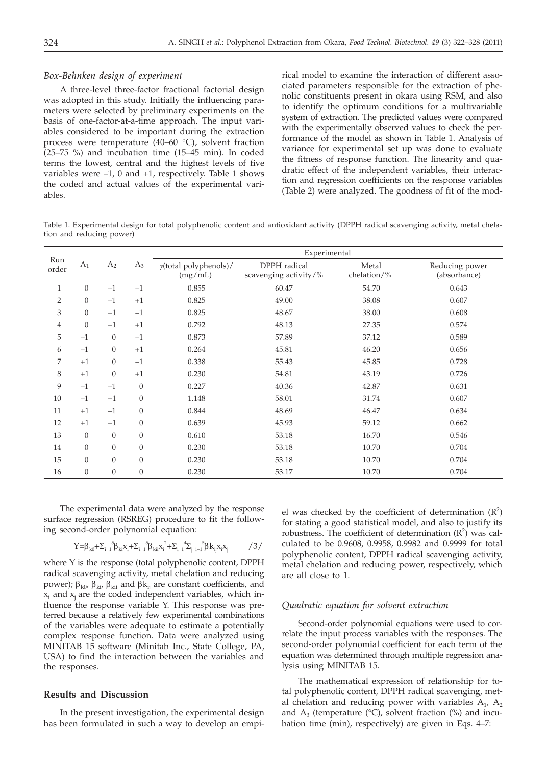### *Box-Behnken design of experiment*

A three-level three-factor fractional factorial design was adopted in this study. Initially the influencing parameters were selected by preliminary experiments on the basis of one-factor-at-a-time approach. The input variables considered to be important during the extraction process were temperature (40–60 °C), solvent fraction (25–75 %) and incubation time (15–45 min). In coded terms the lowest, central and the highest levels of five variables were –1, 0 and +1, respectively. Table 1 shows the coded and actual values of the experimental variables.

Table 1. Experimental design for total polyphenolic content and antioxidant activity (DPPH radical scavenging activity, metal chelation and reducing power)

| Run order | $A_1$ | $A_2$ | $A_3$ | Experimental | | | |
|---|---|---|---|---|---|---|---|
| | | | | $\gamma$(total polyphenols)/ (mg/mL) | DPPH radical scavenging activity/% | Metal chelation/% | Reducing power (absorbance) |
| 1 | 0 | –1 | –1 | 0.855 | 60.47 | 54.70 | 0.643 |
| 2 | 0 | –1 | +1 | 0.825 | 49.00 | 38.08 | 0.607 |
| 3 | 0 | +1 | –1 | 0.825 | 48.67 | 38.00 | 0.608 |
| 4 | 0 | +1 | +1 | 0.792 | 48.13 | 27.35 | 0.574 |
| 5 | –1 | 0 | –1 | 0.873 | 57.89 | 37.12 | 0.589 |
| 6 | –1 | 0 | +1 | 0.264 | 45.81 | 46.20 | 0.656 |
| 7 | +1 | 0 | –1 | 0.338 | 55.43 | 45.85 | 0.728 |
| 8 | +1 | 0 | +1 | 0.230 | 54.81 | 43.19 | 0.726 |
| 9 | –1 | –1 | 0 | 0.227 | 40.36 | 42.87 | 0.631 |
| 10 | –1 | +1 | 0 | 1.148 | 58.01 | 31.74 | 0.607 |
| 11 | +1 | –1 | 0 | 0.844 | 48.69 | 46.47 | 0.634 |
| 12 | +1 | +1 | 0 | 0.639 | 45.93 | 59.12 | 0.662 |
| 13 | 0 | 0 | 0 | 0.610 | 53.18 | 16.70 | 0.546 |
| 14 | 0 | 0 | 0 | 0.230 | 53.18 | 10.70 | 0.704 |
| 15 | 0 | 0 | 0 | 0.230 | 53.18 | 10.70 | 0.704 |
| 16 | 0 | 0 | 0 | 0.230 | 53.17 | 10.70 | 0.704 |

The experimental data were analyzed by the response surface regression (RSREG) procedure to fit the following second-order polynomial equation:

$$Y=\beta_{k0}+\Sigma_{i=1}^{5}\beta_{ki}x_i+\Sigma_{i=1}^{5}\beta_{kii}x_i^2+\Sigma_{i=1}^{4}\Sigma_{j=i+1}^{5}\beta k_{ij}x_ix_j \qquad /3/$$

where Y is the response (total polyphenolic content, DPPH radical scavenging activity, metal chelation and reducing power); $\beta_{k0}$, $\beta_{ki}$, $\beta_{kii}$ and $\beta k_{ij}$ are constant coefficients, and $x_i$ and $x_j$ are the coded independent variables, which influence the response variable Y. This response was preferred because a relatively few experimental combinations of the variables were adequate to estimate a potentially complex response function. Data were analyzed using MINITAB 15 software (Minitab Inc., State College, PA, USA) to find the interaction between the variables and the responses.

## Results and Discussion

In the present investigation, the experimental design has been formulated in such a way to develop an empirical model to examine the interaction of different associated parameters responsible for the extraction of phenolic constituents present in okara using RSM, and also to identify the optimum conditions for a multivariable system of extraction. The predicted values were compared with the experimentally observed values to check the performance of the model as shown in Table 1. Analysis of variance for experimental set up was done to evaluate the fitness of response function. The linearity and quadratic effect of the independent variables, their interaction and regression coefficients on the response variables (Table 2) were analyzed. The goodness of fit of the model was checked by the coefficient of determination ($R^2$) for stating a good statistical model, and also to justify its robustness. The coefficient of determination ($R^2$) was calculated to be 0.9608, 0.9958, 0.9982 and 0.9999 for total polyphenolic content, DPPH radical scavenging activity, metal chelation and reducing power, respectively, which are all close to 1.

### *Quadratic equation for solvent extraction*

Second-order polynomial equations were used to correlate the input process variables with the responses. The second-order polynomial coefficient for each term of the equation was determined through multiple regression analysis using MINITAB 15.

The mathematical expression of relationship for total polyphenolic content, DPPH radical scavenging, metal chelation and reducing power with variables $A_1$, $A_2$ and $A_3$ (temperature (°C), solvent fraction (%) and incubation time (min), respectively) are given in Eqs. 4–7: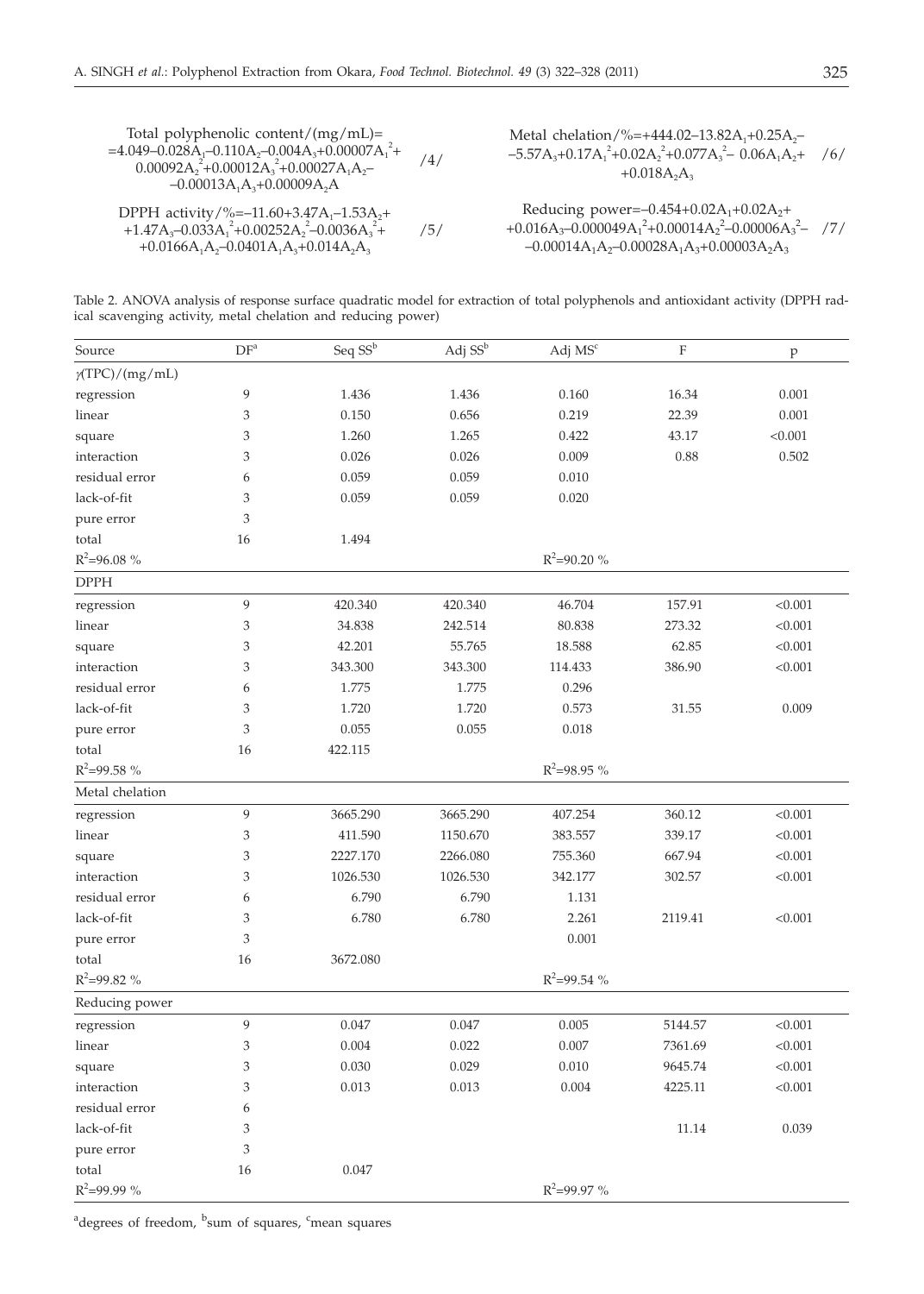$$\text{Total polyphenolic content}/(\text{mg/mL}) = 4.049-0.028A_1-0.110A_2-0.004A_3+0.00007A_1^2+0.00092A_2^2+0.00012A_3^2+0.00027A_1A_2-0.00013A_1A_3+0.00009A_2A \quad /4/$$

$$\text{DPPH activity}/\% = -11.60+3.47A_1-1.53A_2+1.47A_3-0.033A_1^2+0.00252A_2^2-0.0036A_3^2+0.0166A_1A_2-0.0401A_1A_3+0.014A_2A_3 \quad /5/$$

$$\text{Metal chelation}/\% = +444.02-13.82A_1+0.25A_2-5.57A_3+0.17A_1^2+0.02A_2^2+0.077A_3^2-0.06A_1A_2+0.018A_2A_3 \quad /6/$$

$$\text{Reducing power} = -0.454+0.02A_1+0.02A_2+0.016A_3-0.000049A_1^2+0.00014A_2^2-0.00006A_3^2-0.00014A_1A_2-0.00028A_1A_3+0.00003A_2A_3 \quad /7/$$

Table 2. ANOVA analysis of response surface quadratic model for extraction of total polyphenols and antioxidant activity (DPPH radical scavenging activity, metal chelation and reducing power)

| Source | DF[a] | Seq SS[b] | Adj SS[b] | Adj MS[c] | F | p |
|---|---|---|---|---|---|---|
| $\gamma$(TPC)/(mg/mL) | | | | | | |
| regression | 9 | 1.436 | 1.436 | 0.160 | 16.34 | 0.001 |
| linear | 3 | 0.150 | 0.656 | 0.219 | 22.39 | 0.001 |
| square | 3 | 1.260 | 1.265 | 0.422 | 43.17 | <0.001 |
| interaction | 3 | 0.026 | 0.026 | 0.009 | 0.88 | 0.502 |
| residual error | 6 | 0.059 | 0.059 | 0.010 | | |
| lack-of-fit | 3 | 0.059 | 0.059 | 0.020 | | |
| pure error | 3 | | | | | |
| total | 16 | 1.494 | | | | |
| $R^2$=96.08 % | | | | $R^2$=90.20 % | | |
| DPPH | | | | | | |
| regression | 9 | 420.340 | 420.340 | 46.704 | 157.91 | <0.001 |
| linear | 3 | 34.838 | 242.514 | 80.838 | 273.32 | <0.001 |
| square | 3 | 42.201 | 55.765 | 18.588 | 62.85 | <0.001 |
| interaction | 3 | 343.300 | 343.300 | 114.433 | 386.90 | <0.001 |
| residual error | 6 | 1.775 | 1.775 | 0.296 | | |
| lack-of-fit | 3 | 1.720 | 1.720 | 0.573 | 31.55 | 0.009 |
| pure error | 3 | 0.055 | 0.055 | 0.018 | | |
| total | 16 | 422.115 | | | | |
| $R^2$=99.58 % | | | | $R^2$=98.95 % | | |
| Metal chelation | | | | | | |
| regression | 9 | 3665.290 | 3665.290 | 407.254 | 360.12 | <0.001 |
| linear | 3 | 411.590 | 1150.670 | 383.557 | 339.17 | <0.001 |
| square | 3 | 2227.170 | 2266.080 | 755.360 | 667.94 | <0.001 |
| interaction | 3 | 1026.530 | 1026.530 | 342.177 | 302.57 | <0.001 |
| residual error | 6 | 6.790 | 6.790 | 1.131 | | |
| lack-of-fit | 3 | 6.780 | 6.780 | 2.261 | 2119.41 | <0.001 |
| pure error | 3 | | | 0.001 | | |
| total | 16 | 3672.080 | | | | |
| $R^2$=99.82 % | | | | $R^2$=99.54 % | | |
| Reducing power | | | | | | |
| regression | 9 | 0.047 | 0.047 | 0.005 | 5144.57 | <0.001 |
| linear | 3 | 0.004 | 0.022 | 0.007 | 7361.69 | <0.001 |
| square | 3 | 0.030 | 0.029 | 0.010 | 9645.74 | <0.001 |
| interaction | 3 | 0.013 | 0.013 | 0.004 | 4225.11 | <0.001 |
| residual error | 6 | | | | | |
| lack-of-fit | 3 | | | | 11.14 | 0.039 |
| pure error | 3 | | | | | |
| total | 16 | 0.047 | | | | |
| $R^2$=99.99 % | | | | $R^2$=99.97 % | | |

[a]degrees of freedom, [b]sum of squares, [c]mean squares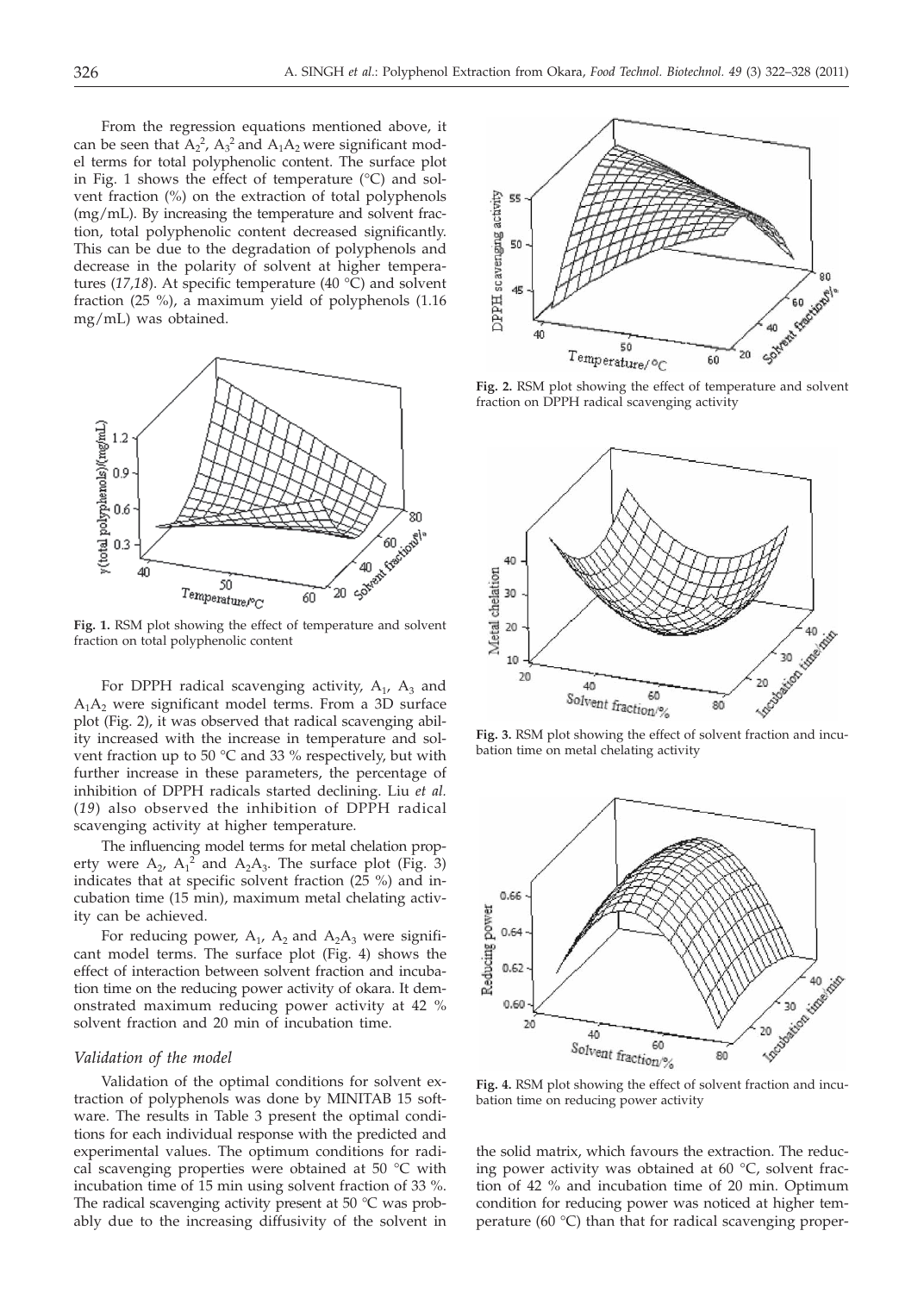From the regression equations mentioned above, it can be seen that $A_2^2$, $A_3^2$ and $A_1A_2$ were significant model terms for total polyphenolic content. The surface plot in Fig. 1 shows the effect of temperature (°C) and solvent fraction (%) on the extraction of total polyphenols (mg/mL). By increasing the temperature and solvent fraction, total polyphenolic content decreased significantly. This can be due to the degradation of polyphenols and decrease in the polarity of solvent at higher temperatures (*17,18*). At specific temperature (40 °C) and solvent fraction (25 %), a maximum yield of polyphenols (1.16 mg/mL) was obtained.

**Fig. 1.** RSM plot showing the effect of temperature and solvent fraction on total polyphenolic content

For DPPH radical scavenging activity, $A_1$, $A_3$ and $A_1A_2$ were significant model terms. From a 3D surface plot (Fig. 2), it was observed that radical scavenging ability increased with the increase in temperature and solvent fraction up to 50 °C and 33 % respectively, but with further increase in these parameters, the percentage of inhibition of DPPH radicals started declining. Liu *et al.* (*19*) also observed the inhibition of DPPH radical scavenging activity at higher temperature.

The influencing model terms for metal chelation property were $A_2$, $A_1^2$ and $A_2A_3$. The surface plot (Fig. 3) indicates that at specific solvent fraction (25 %) and incubation time (15 min), maximum metal chelating activity can be achieved.

For reducing power, $A_1$, $A_2$ and $A_2A_3$ were significant model terms. The surface plot (Fig. 4) shows the effect of interaction between solvent fraction and incubation time on the reducing power activity of okara. It demonstrated maximum reducing power activity at 42 % solvent fraction and 20 min of incubation time.

### *Validation of the model*

Validation of the optimal conditions for solvent extraction of polyphenols was done by MINITAB 15 software. The results in Table 3 present the optimal conditions for each individual response with the predicted and experimental values. The optimum conditions for radical scavenging properties were obtained at 50 °C with incubation time of 15 min using solvent fraction of 33 %. The radical scavenging activity present at 50 °C was probably due to the increasing diffusivity of the solvent in the solid matrix, which favours the extraction. The reducing power activity was obtained at 60 °C, solvent fraction of 42 % and incubation time of 20 min. Optimum condition for reducing power was noticed at higher temperature (60 °C) than that for radical scavenging proper-

**Fig. 2.** RSM plot showing the effect of temperature and solvent fraction on DPPH radical scavenging activity

**Fig. 3.** RSM plot showing the effect of solvent fraction and incubation time on metal chelating activity

**Fig. 4.** RSM plot showing the effect of solvent fraction and incubation time on reducing power activity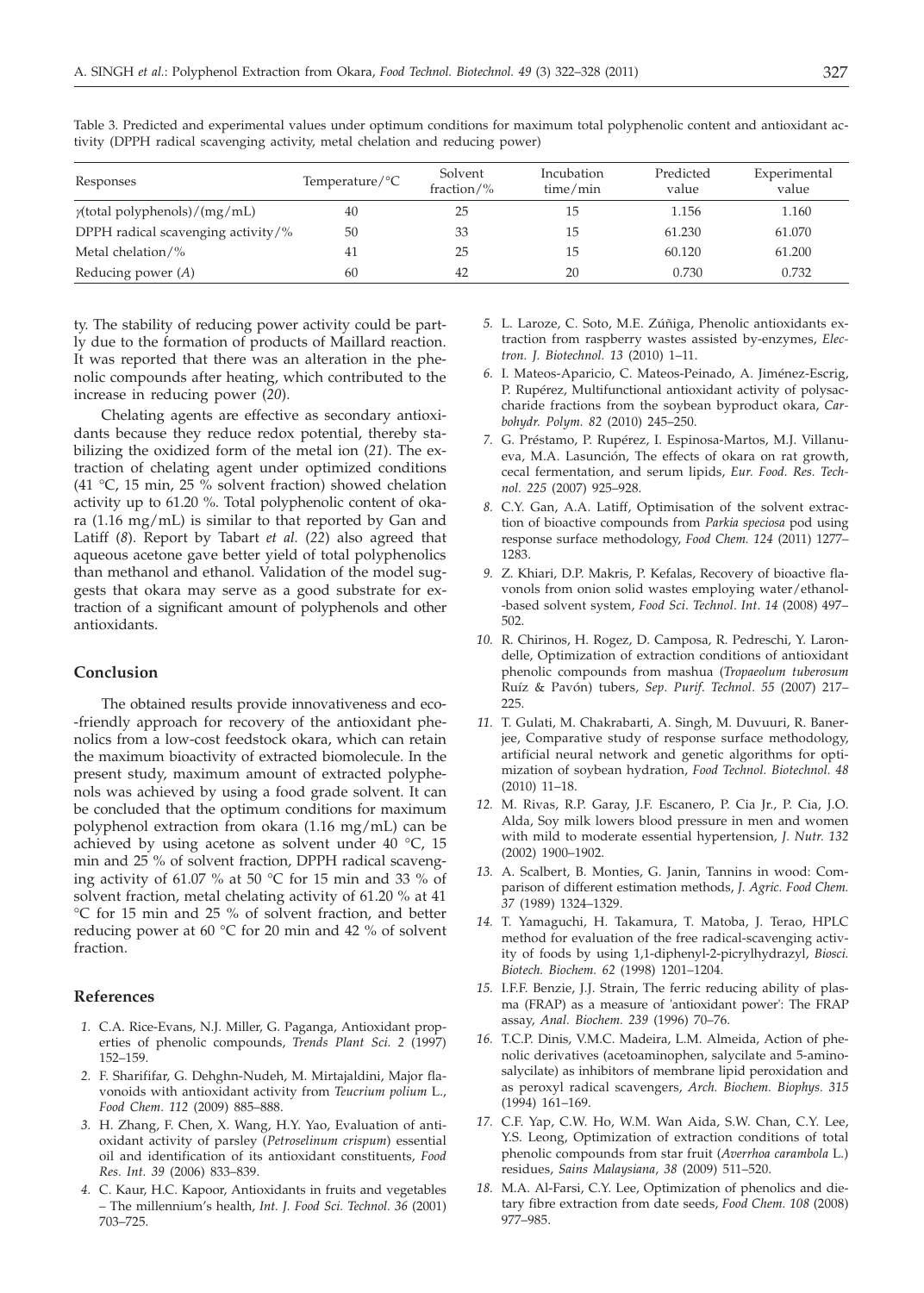Table 3. Predicted and experimental values under optimum conditions for maximum total polyphenolic content and antioxidant activity (DPPH radical scavenging activity, metal chelation and reducing power)

| Responses | Temperature/°C | Solvent fraction/% | Incubation time/min | Predicted value | Experimental value |
|---|---|---|---|---|---|
| $\gamma$(total polyphenols)/(mg/mL) | 40 | 25 | 15 | 1.156 | 1.160 |
| DPPH radical scavenging activity/% | 50 | 33 | 15 | 61.230 | 61.070 |
| Metal chelation/% | 41 | 25 | 15 | 60.120 | 61.200 |
| Reducing power ($A$) | 60 | 42 | 20 | 0.730 | 0.732 |

ty. The stability of reducing power activity could be partly due to the formation of products of Maillard reaction. It was reported that there was an alteration in the phenolic compounds after heating, which contributed to the increase in reducing power (*20*).

Chelating agents are effective as secondary antioxidants because they reduce redox potential, thereby stabilizing the oxidized form of the metal ion (*21*). The extraction of chelating agent under optimized conditions (41 °C, 15 min, 25 % solvent fraction) showed chelation activity up to 61.20 %. Total polyphenolic content of okara (1.16 mg/mL) is similar to that reported by Gan and Latiff (*8*). Report by Tabart *et al.* (*22*) also agreed that aqueous acetone gave better yield of total polyphenolics than methanol and ethanol. Validation of the model suggests that okara may serve as a good substrate for extraction of a significant amount of polyphenols and other antioxidants.

## Conclusion

The obtained results provide innovativeness and eco-friendly approach for recovery of the antioxidant phenolics from a low-cost feedstock okara, which can retain the maximum bioactivity of extracted biomolecule. In the present study, maximum amount of extracted polyphenols was achieved by using a food grade solvent. It can be concluded that the optimum conditions for maximum polyphenol extraction from okara (1.16 mg/mL) can be achieved by using acetone as solvent under 40 °C, 15 min and 25 % of solvent fraction, DPPH radical scavenging activity of 61.07 % at 50 °C for 15 min and 33 % of solvent fraction, metal chelating activity of 61.20 % at 41 °C for 15 min and 25 % of solvent fraction, and better reducing power at 60 °C for 20 min and 42 % of solvent fraction.

## References

1. C.A. Rice-Evans, N.J. Miller, G. Paganga, Antioxidant properties of phenolic compounds, *Trends Plant Sci. 2* (1997) 152–159.
2. F. Sharififar, G. Dehghn-Nudeh, M. Mirtajaldini, Major flavonoids with antioxidant activity from *Teucrium polium* L., *Food Chem. 112* (2009) 885–888.
3. H. Zhang, F. Chen, X. Wang, H.Y. Yao, Evaluation of antioxidant activity of parsley (*Petroselinum crispum*) essential oil and identification of its antioxidant constituents, *Food Res. Int. 39* (2006) 833–839.
4. C. Kaur, H.C. Kapoor, Antioxidants in fruits and vegetables – The millennium's health, *Int. J. Food Sci. Technol. 36* (2001) 703–725.
5. L. Laroze, C. Soto, M.E. Zúñiga, Phenolic antioxidants extraction from raspberry wastes assisted by-enzymes, *Electron. J. Biotechnol. 13* (2010) 1–11.
6. I. Mateos-Aparicio, C. Mateos-Peinado, A. Jiménez-Escrig, P. Rupérez, Multifunctional antioxidant activity of polysaccharide fractions from the soybean byproduct okara, *Carbohydr. Polym. 82* (2010) 245–250.
7. G. Préstamo, P. Rupérez, I. Espinosa-Martos, M.J. Villanueva, M.A. Lasunción, The effects of okara on rat growth, cecal fermentation, and serum lipids, *Eur. Food. Res. Technol. 225* (2007) 925–928.
8. C.Y. Gan, A.A. Latiff, Optimisation of the solvent extraction of bioactive compounds from *Parkia speciosa* pod using response surface methodology, *Food Chem. 124* (2011) 1277–1283.
9. Z. Khiari, D.P. Makris, P. Kefalas, Recovery of bioactive flavonols from onion solid wastes employing water/ethanol-based solvent system, *Food Sci. Technol. Int. 14* (2008) 497–502.
10. R. Chirinos, H. Rogez, D. Camposa, R. Pedreschi, Y. Larondelle, Optimization of extraction conditions of antioxidant phenolic compounds from mashua (*Tropaeolum tuberosum* Ruíz & Pavón) tubers, *Sep. Purif. Technol. 55* (2007) 217–225.
11. T. Gulati, M. Chakrabarti, A. Singh, M. Duvuuri, R. Banerjee, Comparative study of response surface methodology, artificial neural network and genetic algorithms for optimization of soybean hydration, *Food Technol. Biotechnol. 48* (2010) 11–18.
12. M. Rivas, R.P. Garay, J.F. Escanero, P. Cia Jr., P. Cia, J.O. Alda, Soy milk lowers blood pressure in men and women with mild to moderate essential hypertension, *J. Nutr. 132* (2002) 1900–1902.
13. A. Scalbert, B. Monties, G. Janin, Tannins in wood: Comparison of different estimation methods, *J. Agric. Food Chem. 37* (1989) 1324–1329.
14. T. Yamaguchi, H. Takamura, T. Matoba, J. Terao, HPLC method for evaluation of the free radical-scavenging activity of foods by using 1,1-diphenyl-2-picrylhydrazyl, *Biosci. Biotech. Biochem. 62* (1998) 1201–1204.
15. I.F.F. Benzie, J.J. Strain, The ferric reducing ability of plasma (FRAP) as a measure of 'antioxidant power': The FRAP assay, *Anal. Biochem. 239* (1996) 70–76.
16. T.C.P. Dinis, V.M.C. Madeira, L.M. Almeida, Action of phenolic derivatives (acetoaminophen, salycilate and 5-aminosalycilate) as inhibitors of membrane lipid peroxidation and as peroxyl radical scavengers, *Arch. Biochem. Biophys. 315* (1994) 161–169.
17. C.F. Yap, C.W. Ho, W.M. Wan Aida, S.W. Chan, C.Y. Lee, Y.S. Leong, Optimization of extraction conditions of total phenolic compounds from star fruit (*Averrhoa carambola* L.) residues, *Sains Malaysiana, 38* (2009) 511–520.
18. M.A. Al-Farsi, C.Y. Lee, Optimization of phenolics and dietary fibre extraction from date seeds, *Food Chem. 108* (2008) 977–985.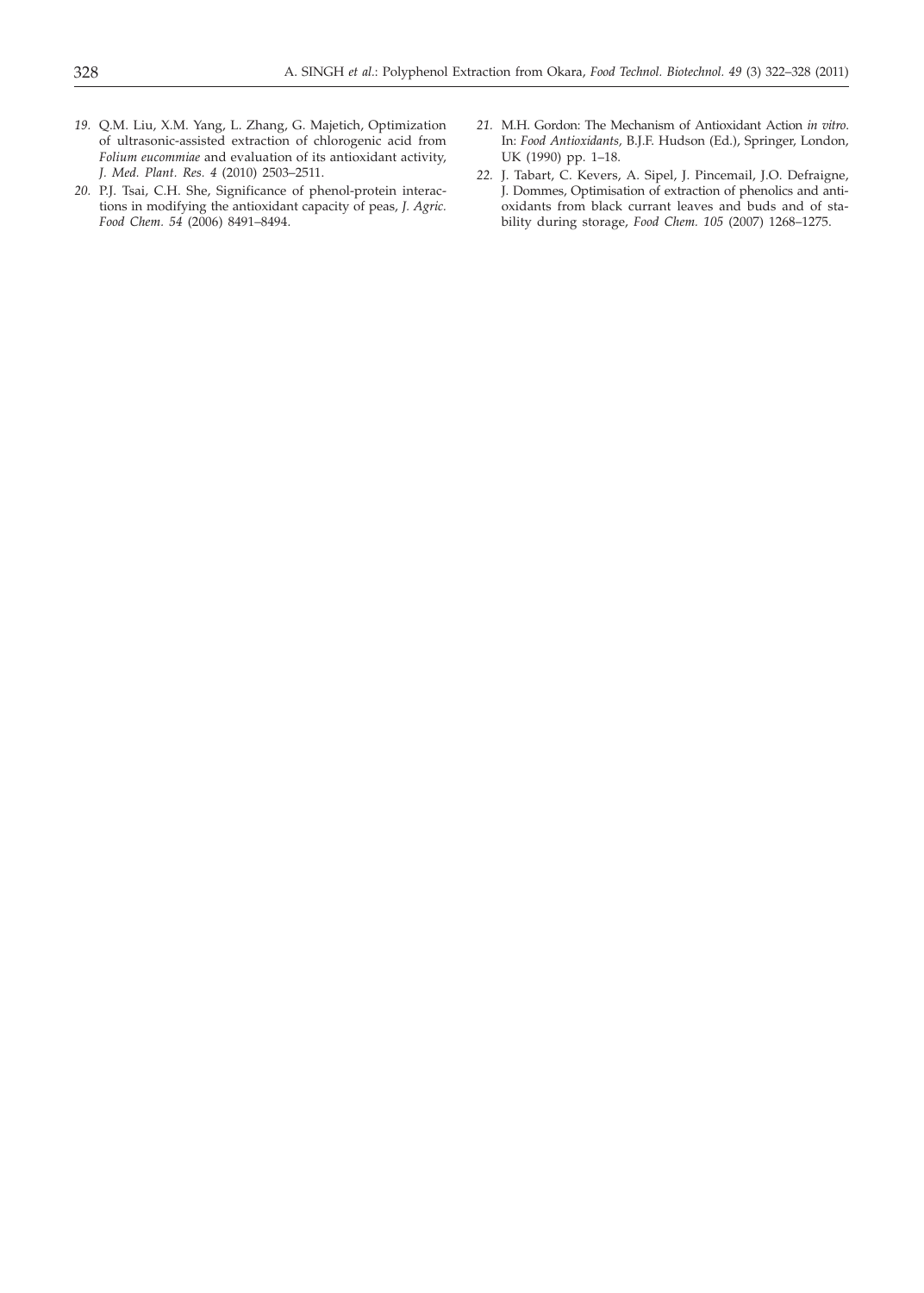*19.* Q.M. Liu, X.M. Yang, L. Zhang, G. Majetich, Optimization of ultrasonic-assisted extraction of chlorogenic acid from *Folium eucommiae* and evaluation of its antioxidant activity, *J. Med. Plant. Res. 4* (2010) 2503–2511.

*20.* P.J. Tsai, C.H. She, Significance of phenol-protein interactions in modifying the antioxidant capacity of peas, *J. Agric. Food Chem. 54* (2006) 8491–8494.

*21.* M.H. Gordon: The Mechanism of Antioxidant Action *in vitro*. In: *Food Antioxidants*, B.J.F. Hudson (Ed.), Springer, London, UK (1990) pp. 1–18.

*22.* J. Tabart, C. Kevers, A. Sipel, J. Pincemail, J.O. Defraigne, J. Dommes, Optimisation of extraction of phenolics and antioxidants from black currant leaves and buds and of stability during storage, *Food Chem. 105* (2007) 1268–1275.